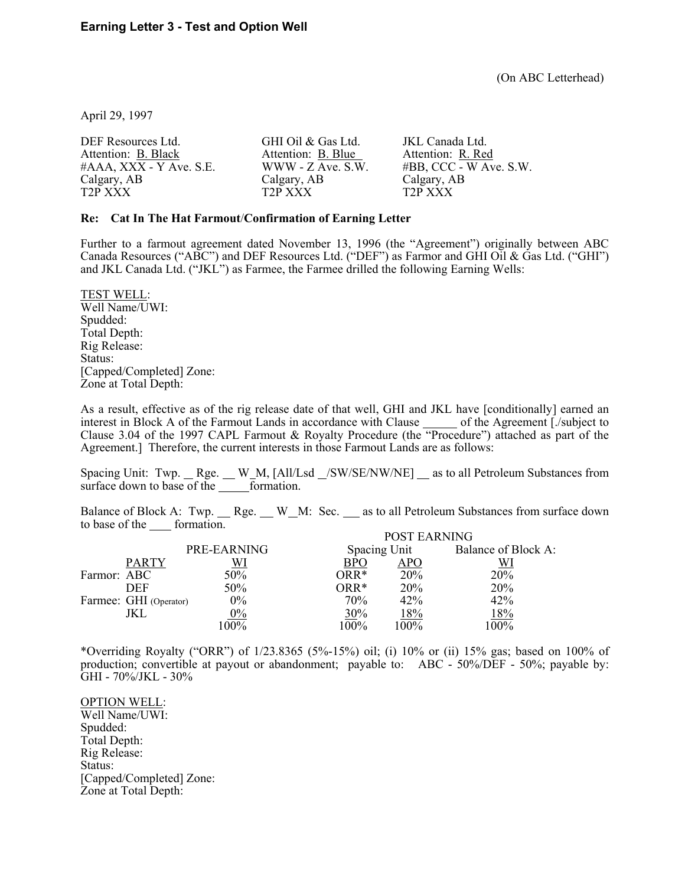**Earning Letter 3 - Test and Option Well**

(On ABC Letterhead)

April 29, 1997

DEF Resources Ltd.
Attention: B. Black
#AAA, XXX - Y Ave. S.E.
Calgary, AB
T2P XXX

GHI Oil & Gas Ltd.
Attention: B. Blue
WWW - Z Ave. S.W.
Calgary, AB
T2P XXX

JKL Canada Ltd.
Attention: R. Red
#BB, CCC - W Ave. S.W.
Calgary, AB
T2P XXX

**Re: Cat In The Hat Farmout/Confirmation of Earning Letter**

Further to a farmout agreement dated November 13, 1996 (the "Agreement") originally between ABC Canada Resources ("ABC") and DEF Resources Ltd. ("DEF") as Farmor and GHI Oil & Gas Ltd. ("GHI") and JKL Canada Ltd. ("JKL") as Farmee, the Farmee drilled the following Earning Wells:

TEST WELL:
Well Name/UWI:
Spudded:
Total Depth:
Rig Release:
Status:
[Capped/Completed] Zone:
Zone at Total Depth:

As a result, effective as of the rig release date of that well, GHI and JKL have [conditionally] earned an interest in Block A of the Farmout Lands in accordance with Clause _____ of the Agreement [./subject to Clause 3.04 of the 1997 CAPL Farmout & Royalty Procedure (the "Procedure") attached as part of the Agreement.] Therefore, the current interests in those Farmout Lands are as follows:

Spacing Unit: Twp. __ Rge. __ W_M, [All/Lsd __/SW/SE/NW/NE] __ as to all Petroleum Substances from surface down to base of the _____ formation.

Balance of Block A: Twp. __ Rge. __ W_M: Sec. ___ as to all Petroleum Substances from surface down to base of the ____ formation.

| | | | POST EARNING | | |
|---|---|---|---|---|---|
| | | PRE-EARNING | Spacing Unit | | Balance of Block A: |
| | PARTY | WI | BPO | APO | WI |
| Farmor: | ABC | 50% | ORR* | 20% | 20% |
| | DEF | 50% | ORR* | 20% | 20% |
| Farmee: | GHI (Operator) | 0% | 70% | 42% | 42% |
| | JKL | 0% | 30% | 18% | 18% |
| | | 100% | 100% | 100% | 100% |

*Overriding Royalty ("ORR") of 1/23.8365 (5%-15%) oil; (i) 10% or (ii) 15% gas; based on 100% of production; convertible at payout or abandonment; payable to: ABC - 50%/DEF - 50%; payable by: GHI - 70%/JKL - 30%

OPTION WELL:
Well Name/UWI:
Spudded:
Total Depth:
Rig Release:
Status:
[Capped/Completed] Zone:
Zone at Total Depth: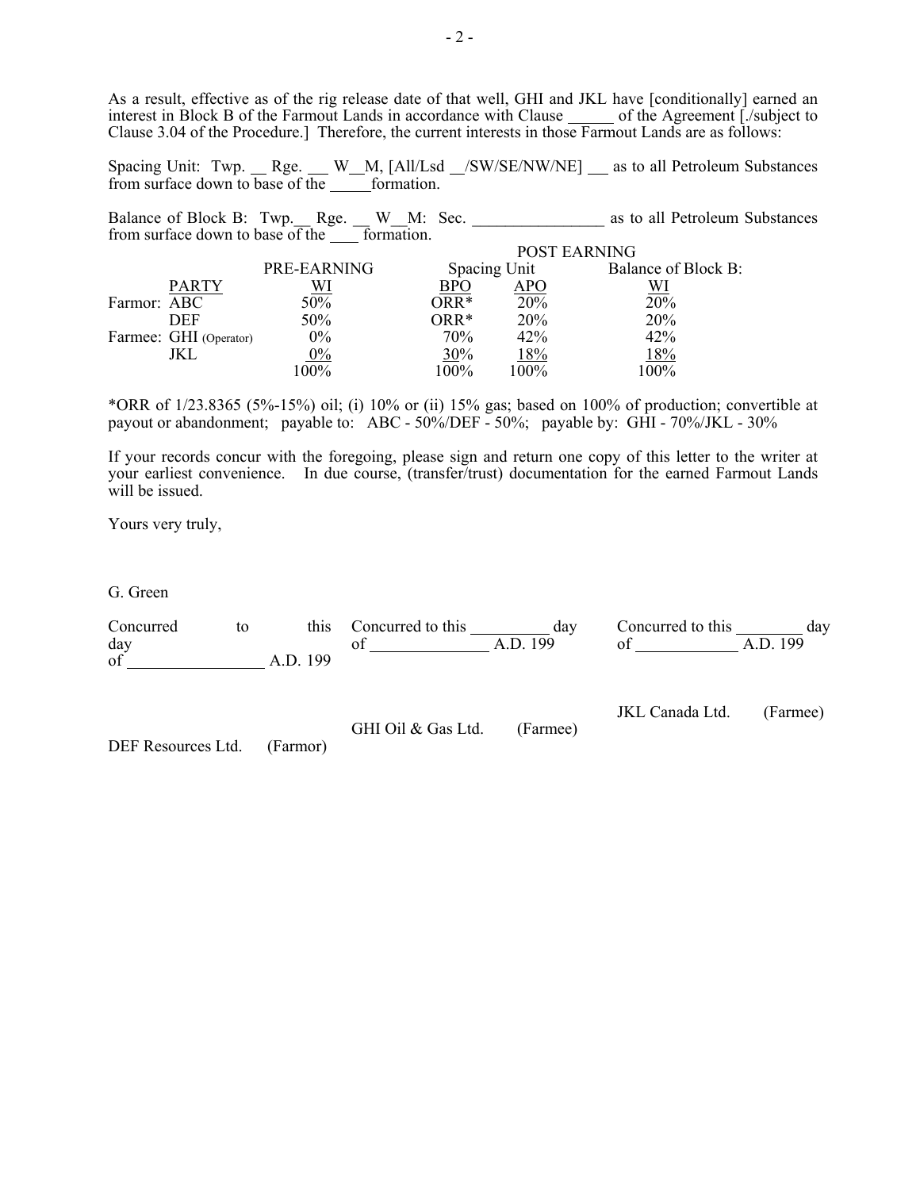As a result, effective as of the rig release date of that well, GHI and JKL have [conditionally] earned an interest in Block B of the Farmout Lands in accordance with Clause _____ of the Agreement [./subject to Clause 3.04 of the Procedure.] Therefore, the current interests in those Farmout Lands are as follows:

Spacing Unit: Twp. __ Rge. ___ W__M, [All/Lsd __/SW/SE/NW/NE] ___ as to all Petroleum Substances from surface down to base of the _____formation.

Balance of Block B: Twp.__ Rge. __ W__M: Sec. _______________ as to all Petroleum Substances from surface down to base of the ___ formation.

| | | | POST EARNING | | |
|---|---|---|---|---|---|
| | | PRE-EARNING | Spacing Unit | | Balance of Block B: |
| | PARTY | WI | BPO | APO | WI |
| Farmor: | ABC | 50% | ORR* | 20% | 20% |
| | DEF | 50% | ORR* | 20% | 20% |
| Farmee: | GHI (Operator) | 0% | 70% | 42% | 42% |
| | JKL | 0% | 30% | 18% | 18% |
| | | 100% | 100% | 100% | 100% |

*ORR of 1/23.8365 (5%-15%) oil; (i) 10% or (ii) 15% gas; based on 100% of production; convertible at payout or abandonment; payable to: ABC - 50%/DEF - 50%; payable by: GHI - 70%/JKL - 30%

If your records concur with the foregoing, please sign and return one copy of this letter to the writer at your earliest convenience. In due course, (transfer/trust) documentation for the earned Farmout Lands will be issued.

Yours very truly,

G. Green

Concurred to this ________________ day of ________________ A.D. 199

DEF Resources Ltd. (Farmor)

Concurred to this _________ day of ______________ A.D. 199

GHI Oil & Gas Ltd. (Farmee)

Concurred to this ________ day of ____________ A.D. 199

JKL Canada Ltd. (Farmee)